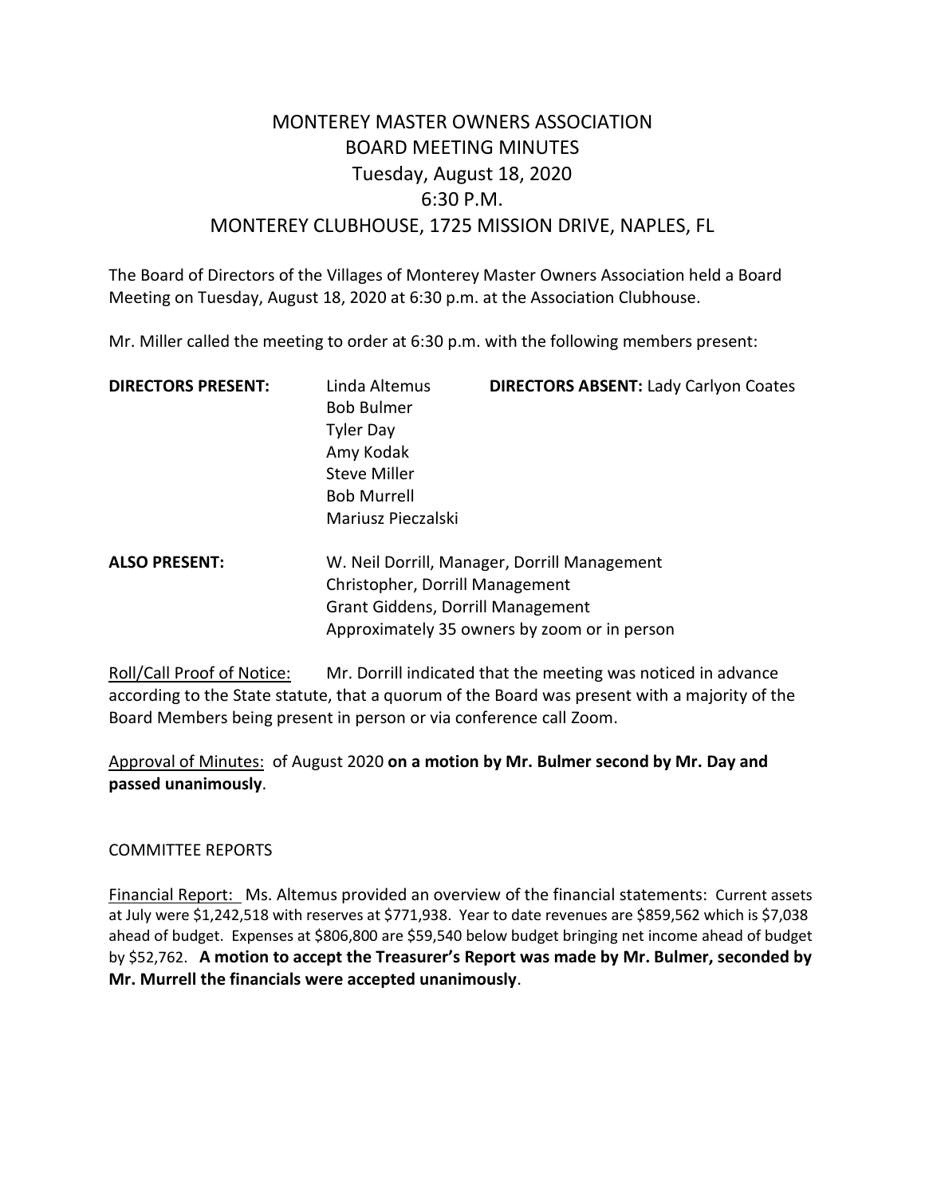# MONTEREY MASTER OWNERS ASSOCIATION
## BOARD MEETING MINUTES
## Tuesday, August 18, 2020
## 6:30 P.M.
## MONTEREY CLUBHOUSE, 1725 MISSION DRIVE, NAPLES, FL

The Board of Directors of the Villages of Monterey Master Owners Association held a Board Meeting on Tuesday, August 18, 2020 at 6:30 p.m. at the Association Clubhouse.

Mr. Miller called the meeting to order at 6:30 p.m. with the following members present:

**DIRECTORS PRESENT:**
Linda Altemus
Bob Bulmer
Tyler Day
Amy Kodak
Steve Miller
Bob Murrell
Mariusz Pieczalski

**DIRECTORS ABSENT:** Lady Carlyon Coates

**ALSO PRESENT:**
W. Neil Dorrill, Manager, Dorrill Management
Christopher, Dorrill Management
Grant Giddens, Dorrill Management
Approximately 35 owners by zoom or in person

Roll/Call Proof of Notice: Mr. Dorrill indicated that the meeting was noticed in advance according to the State statute, that a quorum of the Board was present with a majority of the Board Members being present in person or via conference call Zoom.

Approval of Minutes: of August 2020 **on a motion by Mr. Bulmer second by Mr. Day and passed unanimously**.

COMMITTEE REPORTS

Financial Report: Ms. Altemus provided an overview of the financial statements: Current assets at July were $1,242,518 with reserves at $771,938. Year to date revenues are $859,562 which is $7,038 ahead of budget. Expenses at $806,800 are $59,540 below budget bringing net income ahead of budget by $52,762. **A motion to accept the Treasurer's Report was made by Mr. Bulmer, seconded by Mr. Murrell the financials were accepted unanimously**.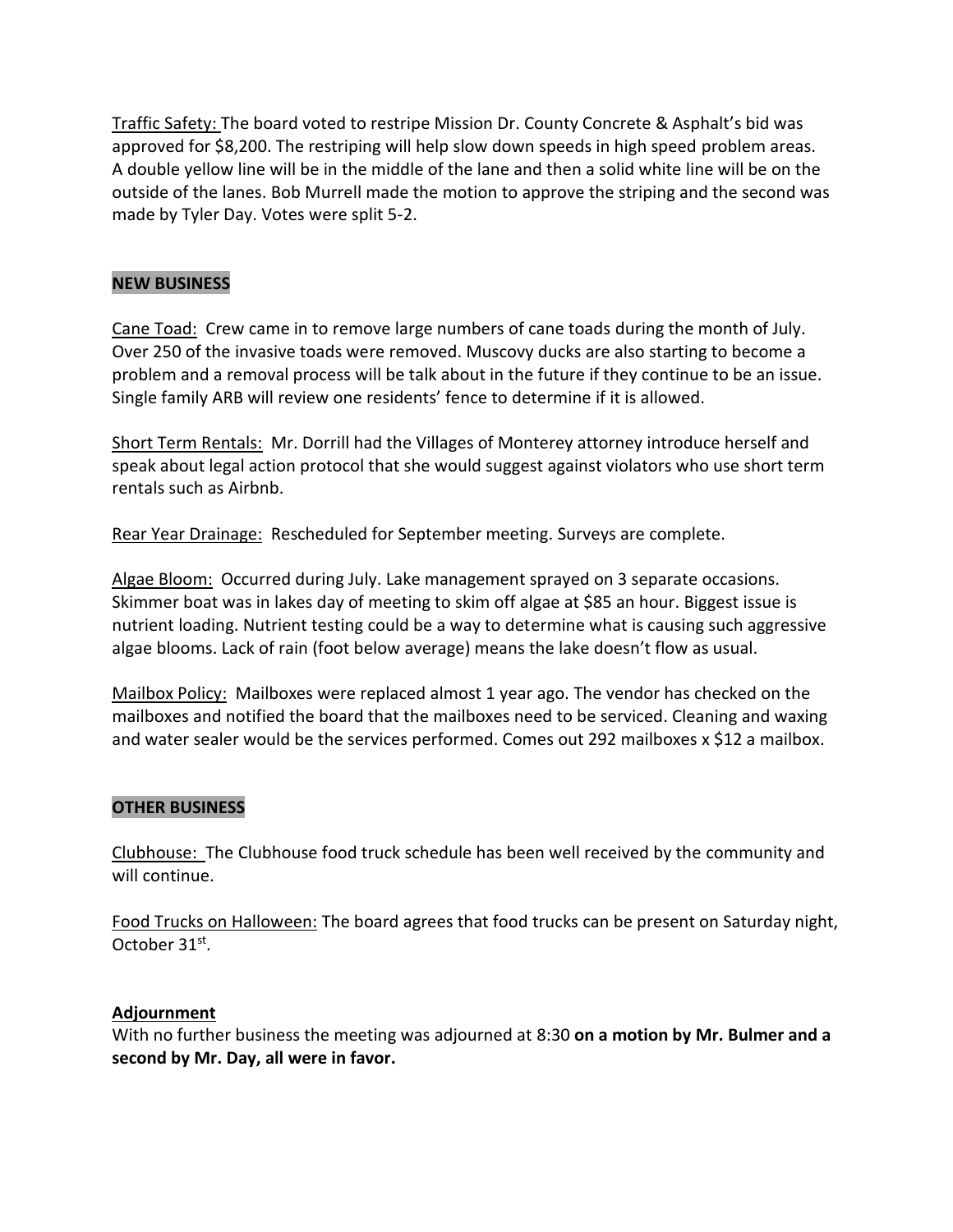Traffic Safety: The board voted to restripe Mission Dr. County Concrete & Asphalt's bid was approved for $8,200. The restriping will help slow down speeds in high speed problem areas. A double yellow line will be in the middle of the lane and then a solid white line will be on the outside of the lanes. Bob Murrell made the motion to approve the striping and the second was made by Tyler Day. Votes were split 5-2.

## NEW BUSINESS

Cane Toad: Crew came in to remove large numbers of cane toads during the month of July. Over 250 of the invasive toads were removed. Muscovy ducks are also starting to become a problem and a removal process will be talk about in the future if they continue to be an issue. Single family ARB will review one residents' fence to determine if it is allowed.

Short Term Rentals: Mr. Dorrill had the Villages of Monterey attorney introduce herself and speak about legal action protocol that she would suggest against violators who use short term rentals such as Airbnb.

Rear Year Drainage: Rescheduled for September meeting. Surveys are complete.

Algae Bloom: Occurred during July. Lake management sprayed on 3 separate occasions. Skimmer boat was in lakes day of meeting to skim off algae at $85 an hour. Biggest issue is nutrient loading. Nutrient testing could be a way to determine what is causing such aggressive algae blooms. Lack of rain (foot below average) means the lake doesn't flow as usual.

Mailbox Policy: Mailboxes were replaced almost 1 year ago. The vendor has checked on the mailboxes and notified the board that the mailboxes need to be serviced. Cleaning and waxing and water sealer would be the services performed. Comes out 292 mailboxes x $12 a mailbox.

## OTHER BUSINESS

Clubhouse: The Clubhouse food truck schedule has been well received by the community and will continue.

Food Trucks on Halloween: The board agrees that food trucks can be present on Saturday night, October 31st.

**Adjournment**

With no further business the meeting was adjourned at 8:30 **on a motion by Mr. Bulmer and a second by Mr. Day, all were in favor.**